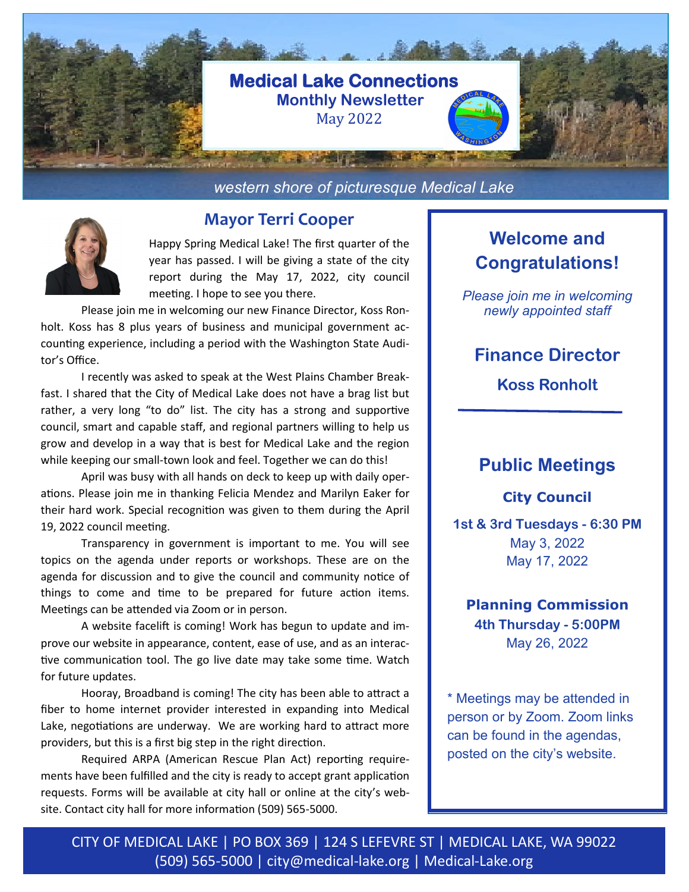# Medical Lake Connections

**Monthly Newsletter**

May 2022

*western shore of picturesque Medical Lake*

## Mayor Terri Cooper

Happy Spring Medical Lake! The first quarter of the year has passed. I will be giving a state of the city report during the May 17, 2022, city council meeting. I hope to see you there.

Please join me in welcoming our new Finance Director, Koss Ronholt. Koss has 8 plus years of business and municipal government accounting experience, including a period with the Washington State Auditor's Office.

I recently was asked to speak at the West Plains Chamber Breakfast. I shared that the City of Medical Lake does not have a brag list but rather, a very long "to do" list. The city has a strong and supportive council, smart and capable staff, and regional partners willing to help us grow and develop in a way that is best for Medical Lake and the region while keeping our small-town look and feel. Together we can do this!

April was busy with all hands on deck to keep up with daily operations. Please join me in thanking Felicia Mendez and Marilyn Eaker for their hard work. Special recognition was given to them during the April 19, 2022 council meeting.

Transparency in government is important to me. You will see topics on the agenda under reports or workshops. These are on the agenda for discussion and to give the council and community notice of things to come and time to be prepared for future action items. Meetings can be attended via Zoom or in person.

A website facelift is coming! Work has begun to update and improve our website in appearance, content, ease of use, and as an interactive communication tool. The go live date may take some time. Watch for future updates.

Hooray, Broadband is coming! The city has been able to attract a fiber to home internet provider interested in expanding into Medical Lake, negotiations are underway. We are working hard to attract more providers, but this is a first big step in the right direction.

Required ARPA (American Rescue Plan Act) reporting requirements have been fulfilled and the city is ready to accept grant application requests. Forms will be available at city hall or online at the city's website. Contact city hall for more information (509) 565-5000.

## Welcome and Congratulations!

*Please join me in welcoming newly appointed staff*

### Finance Director

**Koss Ronholt**

## Public Meetings

**City Council**

**1st & 3rd Tuesdays - 6:30 PM**

May 3, 2022

May 17, 2022

**Planning Commission**

**4th Thursday - 5:00PM**

May 26, 2022

\* Meetings may be attended in person or by Zoom. Zoom links can be found in the agendas, posted on the city's website.

CITY OF MEDICAL LAKE | PO BOX 369 | 124 S LEFEVRE ST | MEDICAL LAKE, WA 99022
(509) 565-5000 | city@medical-lake.org | Medical-Lake.org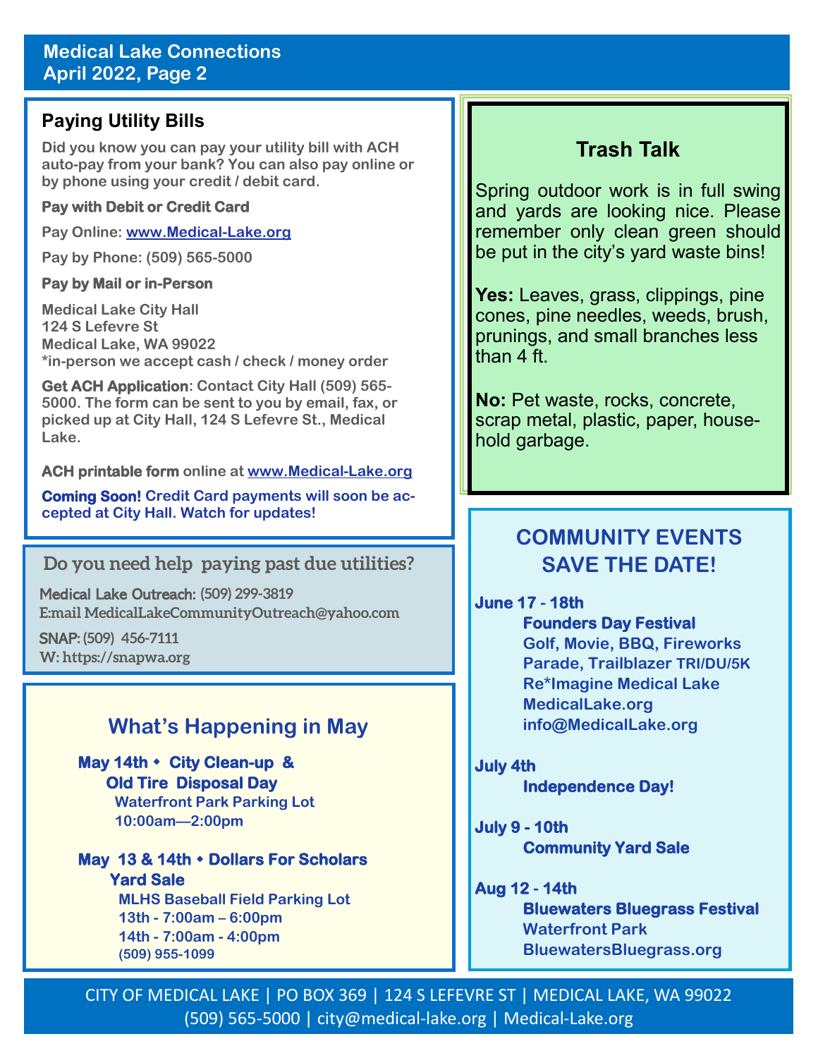## Paying Utility Bills

Did you know you can pay your utility bill with ACH auto-pay from your bank? You can also pay online or by phone using your credit / debit card.

**Pay with Debit or Credit Card**

Pay Online: www.Medical-Lake.org

Pay by Phone: (509) 565-5000

**Pay by Mail or in-Person**

Medical Lake City Hall
124 S Lefevre St
Medical Lake, WA 99022
*in-person we accept cash / check / money order

**Get ACH Application**: Contact City Hall (509) 565-5000. The form can be sent to you by email, fax, or picked up at City Hall, 124 S Lefevre St., Medical Lake.

**ACH printable form** online at www.Medical-Lake.org

**Coming Soon!** Credit Card payments will soon be accepted at City Hall. Watch for updates!

## Do you need help paying past due utilities?

Medical Lake Outreach: (509) 299-3819
E:mail MedicalLakeCommunityOutreach@yahoo.com

SNAP: (509) 456-7111
W: https://snapwa.org

## What's Happening in May

**May 14th ⬩ City Clean-up & Old Tire Disposal Day**
Waterfront Park Parking Lot
10:00am—2:00pm

**May 13 & 14th ⬩ Dollars For Scholars Yard Sale**
MLHS Baseball Field Parking Lot
13th - 7:00am – 6:00pm
14th - 7:00am - 4:00pm
(509) 955-1099

## Trash Talk

Spring outdoor work is in full swing and yards are looking nice. Please remember only clean green should be put in the city's yard waste bins!

**Yes:** Leaves, grass, clippings, pine cones, pine needles, weeds, brush, prunings, and small branches less than 4 ft.

**No:** Pet waste, rocks, concrete, scrap metal, plastic, paper, household garbage.

## COMMUNITY EVENTS SAVE THE DATE!

**June 17 - 18th**
**Founders Day Festival**
Golf, Movie, BBQ, Fireworks
Parade, Trailblazer TRI/DU/5K
Re*Imagine Medical Lake
MedicalLake.org
info@MedicalLake.org

**July 4th**
**Independence Day!**

**July 9 - 10th**
**Community Yard Sale**

**Aug 12 - 14th**
**Bluewaters Bluegrass Festival**
Waterfront Park
BluewatersBluegrass.org

CITY OF MEDICAL LAKE | PO BOX 369 | 124 S LEFEVRE ST | MEDICAL LAKE, WA 99022
(509) 565-5000 | city@medical-lake.org | Medical-Lake.org